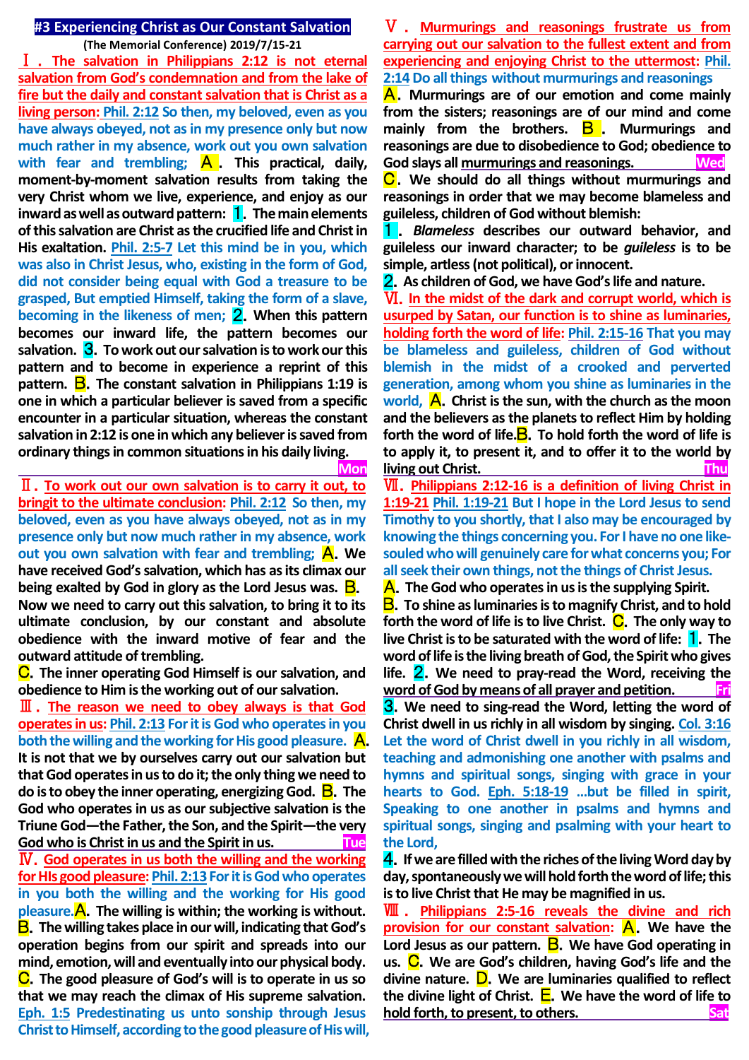# #3 Experiencing Christ as Our Constant Salvation

**(The Memorial Conference) 2019/7/15-21**

**Ⅰ. The salvation in Philippians 2:12 is not eternal salvation from God's condemnation and from the lake of fire but the daily and constant salvation that is Christ as a living person:** Phil. 2:12 So then, my beloved, even as you have always obeyed, not as in my presence only but now much rather in my absence, work out you own salvation with fear and trembling;

**A.** This practical, daily, moment-by-moment salvation results from taking the very Christ whom we live, experience, and enjoy as our inward as well as outward pattern:

**1.** The main elements of this salvation are Christ as the crucified life and Christ in His exaltation. Phil. 2:5-7 Let this mind be in you, which was also in Christ Jesus, who, existing in the form of God, did not consider being equal with God a treasure to be grasped, But emptied Himself, taking the form of a slave, becoming in the likeness of men;

**2.** When this pattern becomes our inward life, the pattern becomes our salvation.

**3.** To work out our salvation is to work out this pattern and to become in experience a reprint of this pattern.

**B.** The constant salvation in Philippians 1:19 is one in which a particular believer is saved from a specific encounter in a particular situation, whereas the constant salvation in 2:12 is one in which any believer is saved from ordinary things in common situations in his daily living.

**Mon**

**Ⅱ. To work out our own salvation is to carry it out, to bringit to the ultimate conclusion:** Phil. 2:12 So then, my beloved, even as you have always obeyed, not as in my presence only but now much rather in my absence, work out you own salvation with fear and trembling;

**A.** We have received God's salvation, which has as its climax our being exalted by God in glory as the Lord Jesus was.

**B.** Now we need to carry out this salvation, to bring it to its ultimate conclusion, by our constant and absolute obedience with the inward motive of fear and the outward attitude of trembling.

**C.** The inner operating God Himself is our salvation, and obedience to Him is the working out of our salvation.

**Ⅲ. The reason we need to obey always is that God operates in us:** Phil. 2:13 For it is God who operates in you both the willing and the working for His good pleasure.

**A.** It is not that we by ourselves carry out our salvation but that God operates in us to do it; the only thing we need to do is to obey the inner operating, energizing God.

**B.** The God who operates in us as our subjective salvation is the Triune God—the Father, the Son, and the Spirit—the very God who is Christ in us and the Spirit in us.

**Tue**

**Ⅳ. God operates in us both the willing and the working for HIs good pleasure:** Phil. 2:13 For it is God who operates in you both the willing and the working for His good pleasure.

**A.** The willing is within; the working is without.

**B.** The willing takes place in our will, indicating that God's operation begins from our spirit and spreads into our mind, emotion, will and eventually into our physical body.

**C.** The good pleasure of God's will is to operate in us so that we may reach the climax of His supreme salvation. Eph. 1:5 Predestinating us unto sonship through Jesus Christ to Himself, according to the good pleasure of His will,

**Ⅴ. Murmurings and reasonings frustrate us from carrying out our salvation to the fullest extent and from experiencing and enjoying Christ to the uttermost:** Phil. 2:14 Do all things without murmurings and reasonings

**A.** Murmurings are of our emotion and come mainly from the sisters; reasonings are of our mind and come mainly from the brothers.

**B.** Murmurings and reasonings are due to disobedience to God; obedience to God slays all murmurings and reasonings.

**Wed**

**C.** We should do all things without murmurings and reasonings in order that we may become blameless and guileless, children of God without blemish:

**1.** *Blameless* describes our outward behavior, and guileless our inward character; to be *guileless* is to be simple, artless (not political), or innocent.

**2.** As children of God, we have God's life and nature.

**Ⅵ. In the midst of the dark and corrupt world, which is usurped by Satan, our function is to shine as luminaries, holding forth the word of life:** Phil. 2:15-16 That you may be blameless and guileless, children of God without blemish in the midst of a crooked and perverted generation, among whom you shine as luminaries in the world,

**A.** Christ is the sun, with the church as the moon and the believers as the planets to reflect Him by holding forth the word of life.

**B.** To hold forth the word of life is to apply it, to present it, and to offer it to the world by living out Christ.

**Thu**

**Ⅶ. Philippians 2:12-16 is a definition of living Christ in 1:19-21** Phil. 1:19-21 But I hope in the Lord Jesus to send Timothy to you shortly, that I also may be encouraged by knowing the things concerning you. For I have no one like-souled who will genuinely care for what concerns you; For all seek their own things, not the things of Christ Jesus.

**A.** The God who operates in us is the supplying Spirit.

**B.** To shine as luminaries is to magnify Christ, and to hold forth the word of life is to live Christ.

**C.** The only way to live Christ is to be saturated with the word of life:

**1.** The word of life is the living breath of God, the Spirit who gives life.

**2.** We need to pray-read the Word, receiving the word of God by means of all prayer and petition.

**Fri**

**3.** We need to sing-read the Word, letting the word of Christ dwell in us richly in all wisdom by singing. Col. 3:16 Let the word of Christ dwell in you richly in all wisdom, teaching and admonishing one another with psalms and hymns and spiritual songs, singing with grace in your hearts to God. Eph. 5:18-19 …but be filled in spirit, Speaking to one another in psalms and hymns and spiritual songs, singing and psalming with your heart to the Lord,

**4.** If we are filled with the riches of the living Word day by day, spontaneously we will hold forth the word of life; this is to live Christ that He may be magnified in us.

**Ⅷ. Philippians 2:5-16 reveals the divine and rich provision for our constant salvation:**

**A.** We have the Lord Jesus as our pattern.

**B.** We have God operating in us.

**C.** We are God's children, having God's life and the divine nature.

**D.** We are luminaries qualified to reflect the divine light of Christ.

**E.** We have the word of life to hold forth, to present, to others.

**Sat**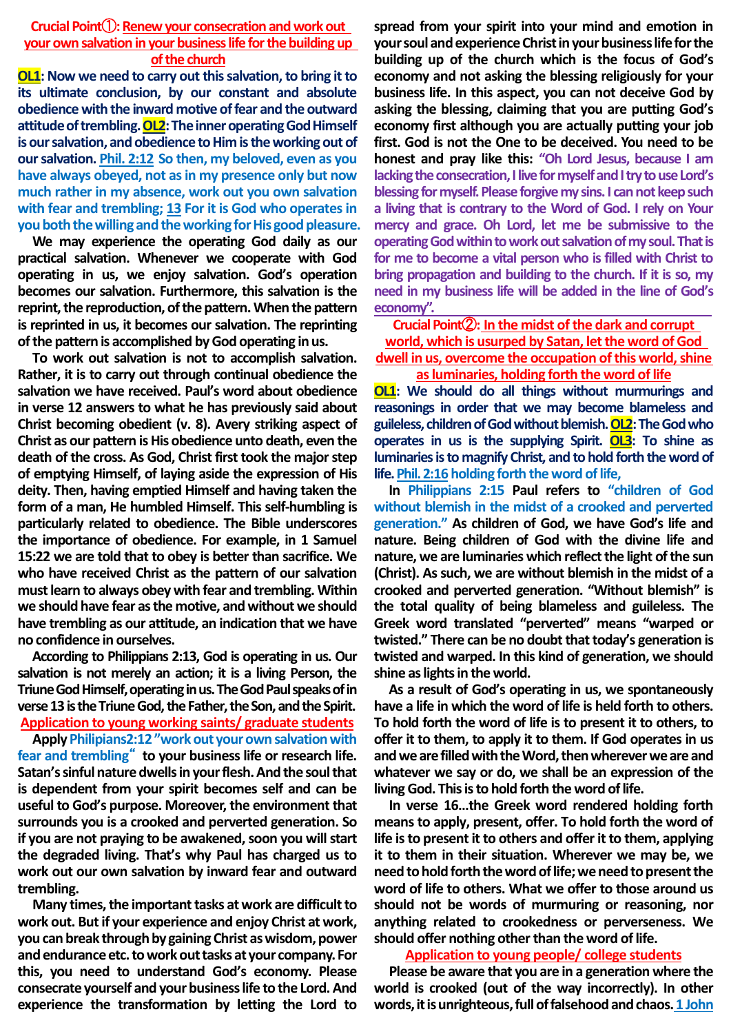**Crucial Point①: Renew your consecration and work out your own salvation in your business life for the building up of the church**

**OL1: Now we need to carry out this salvation, to bring it to its ultimate conclusion, by our constant and absolute obedience with the inward motive of fear and the outward attitude of trembling. OL2: The inner operating God Himself is our salvation, and obedience to Him is the working out of our salvation. Phil. 2:12 So then, my beloved, even as you have always obeyed, not as in my presence only but now much rather in my absence, work out you own salvation with fear and trembling; 13 For it is God who operates in you both the willing and the working for His good pleasure.**

We may experience the operating God daily as our practical salvation. Whenever we cooperate with God operating in us, we enjoy salvation. God's operation becomes our salvation. Furthermore, this salvation is the reprint, the reproduction, of the pattern. When the pattern is reprinted in us, it becomes our salvation. The reprinting of the pattern is accomplished by God operating in us.

To work out salvation is not to accomplish salvation. Rather, it is to carry out through continual obedience the salvation we have received. Paul's word about obedience in verse 12 answers to what he has previously said about Christ becoming obedient (v. 8). Avery striking aspect of Christ as our pattern is His obedience unto death, even the death of the cross. As God, Christ first took the major step of emptying Himself, of laying aside the expression of His deity. Then, having emptied Himself and having taken the form of a man, He humbled Himself. This self-humbling is particularly related to obedience. The Bible underscores the importance of obedience. For example, in 1 Samuel 15:22 we are told that to obey is better than sacrifice. We who have received Christ as the pattern of our salvation must learn to always obey with fear and trembling. Within we should have fear as the motive, and without we should have trembling as our attitude, an indication that we have no confidence in ourselves.

According to Philippians 2:13, God is operating in us. Our salvation is not merely an action; it is a living Person, the Triune God Himself, operating in us. The God Paul speaks of in verse 13 is the Triune God, the Father, the Son, and the Spirit.

**Application to young working saints/ graduate students**

Apply Philipians2:12 "work out your own salvation with fear and trembling" to your business life or research life. Satan's sinful nature dwells in your flesh. And the soul that is dependent from your spirit becomes self and can be useful to God's purpose. Moreover, the environment that surrounds you is a crooked and perverted generation. So if you are not praying to be awakened, soon you will start the degraded living. That's why Paul has charged us to work out our own salvation by inward fear and outward trembling.

Many times, the important tasks at work are difficult to work out. But if your experience and enjoy Christ at work, you can break through by gaining Christ as wisdom, power and endurance etc. to work out tasks at your company. For this, you need to understand God's economy. Please consecrate yourself and your business life to the Lord. And experience the transformation by letting the Lord to spread from your spirit into your mind and emotion in your soul and experience Christ in your business life for the building up of the church which is the focus of God's economy and not asking the blessing religiously for your business life. In this aspect, you can not deceive God by asking the blessing, claiming that you are putting God's economy first although you are actually putting your job first. God is not the One to be deceived. You need to be honest and pray like this: "Oh Lord Jesus, because I am lacking the consecration, I live for myself and I try to use Lord's blessing for myself. Please forgive my sins. I can not keep such a living that is contrary to the Word of God. I rely on Your mercy and grace. Oh Lord, let me be submissive to the operating God within to work out salvation of my soul. That is for me to become a vital person who is filled with Christ to bring propagation and building to the church. If it is so, my need in my business life will be added in the line of God's economy".

**Crucial Point②: In the midst of the dark and corrupt world, which is usurped by Satan, let the word of God dwell in us, overcome the occupation of this world, shine as luminaries, holding forth the word of life**

**OL1: We should do all things without murmurings and reasonings in order that we may become blameless and guileless, children of God without blemish. OL2: The God who operates in us is the supplying Spirit. OL3: To shine as luminaries is to magnify Christ, and to hold forth the word of life. Phil. 2:16 holding forth the word of life,**

In Philippians 2:15 Paul refers to "children of God without blemish in the midst of a crooked and perverted generation." As children of God, we have God's life and nature. Being children of God with the divine life and nature, we are luminaries which reflect the light of the sun (Christ). As such, we are without blemish in the midst of a crooked and perverted generation. "Without blemish" is the total quality of being blameless and guileless. The Greek word translated "perverted" means "warped or twisted." There can be no doubt that today's generation is twisted and warped. In this kind of generation, we should shine as lights in the world.

As a result of God's operating in us, we spontaneously have a life in which the word of life is held forth to others. To hold forth the word of life is to present it to others, to offer it to them, to apply it to them. If God operates in us and we are filled with the Word, then wherever we are and whatever we say or do, we shall be an expression of the living God. This is to hold forth the word of life.

In verse 16…the Greek word rendered holding forth means to apply, present, offer. To hold forth the word of life is to present it to others and offer it to them, applying it to them in their situation. Wherever we may be, we need to hold forth the word of life; we need to present the word of life to others. What we offer to those around us should not be words of murmuring or reasoning, nor anything related to crookedness or perverseness. We should offer nothing other than the word of life.

**Application to young people/ college students**

Please be aware that you are in a generation where the world is crooked (out of the way incorrectly). In other words, it is unrighteous, full of falsehood and chaos. 1 John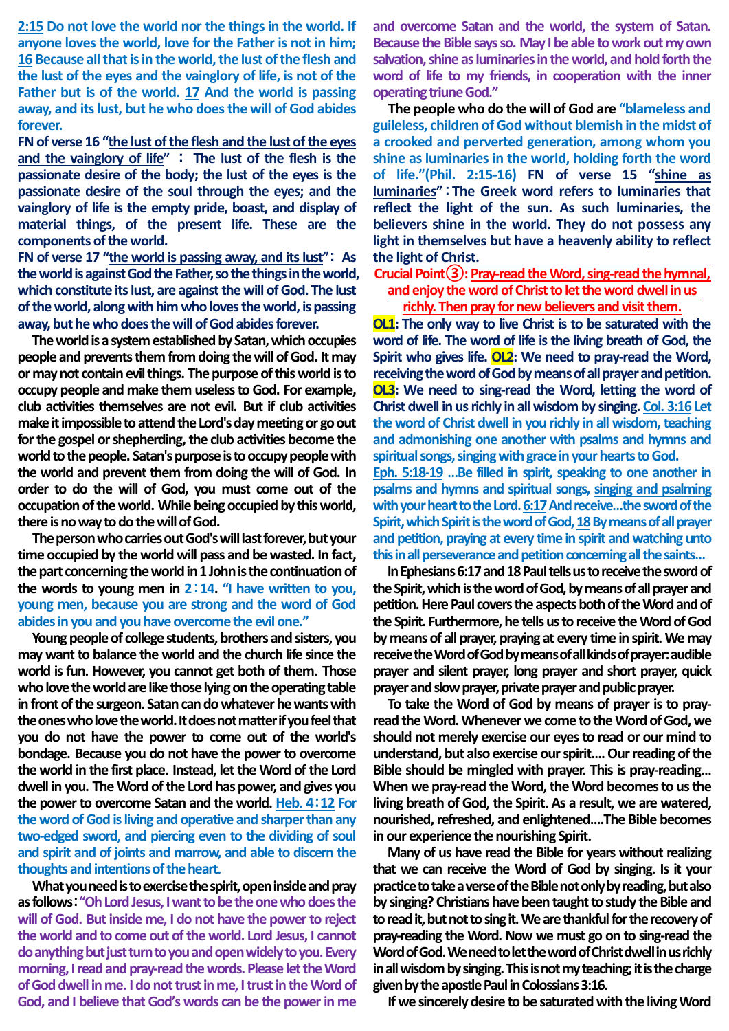**2:15** Do not love the world nor the things in the world. If anyone loves the world, love for the Father is not in him; **16** Because all that is in the world, the lust of the flesh and the lust of the eyes and the vainglory of life, is not of the Father but is of the world. **17** And the world is passing away, and its lust, but he who does the will of God abides forever.

**FN of verse 16 "the lust of the flesh and the lust of the eyes and the vainglory of life"**： The lust of the flesh is the passionate desire of the body; the lust of the eyes is the passionate desire of the soul through the eyes; and the vainglory of life is the empty pride, boast, and display of material things, of the present life. These are the components of the world.

**FN of verse 17 "the world is passing away, and its lust"**： As the world is against God the Father, so the things in the world, which constitute its lust, are against the will of God. The lust of the world, along with him who loves the world, is passing away, but he who does the will of God abides forever.

The world is a system established by Satan, which occupies people and prevents them from doing the will of God. It may or may not contain evil things. The purpose of this world is to occupy people and make them useless to God. For example, club activities themselves are not evil. But if club activities make it impossible to attend the Lord's day meeting or go out for the gospel or shepherding, the club activities become the world to the people. Satan's purpose is to occupy people with the world and prevent them from doing the will of God. In order to do the will of God, you must come out of the occupation of the world. While being occupied by this world, there is no way to do the will of God.

The person who carries out God's will last forever, but your time occupied by the world will pass and be wasted. In fact, the part concerning the world in 1 John is the continuation of the words to young men in **2：14**. "I have written to you, young men, because you are strong and the word of God abides in you and you have overcome the evil one."

Young people of college students, brothers and sisters, you may want to balance the world and the church life since the world is fun. However, you cannot get both of them. Those who love the world are like those lying on the operating table in front of the surgeon. Satan can do whatever he wants with the ones who love the world. It does not matter if you feel that you do not have the power to come out of the world's bondage. Because you do not have the power to overcome the world in the first place. Instead, let the Word of the Lord dwell in you. The Word of the Lord has power, and gives you the power to overcome Satan and the world. **Heb. 4：12** For the word of God is living and operative and sharper than any two-edged sword, and piercing even to the dividing of soul and spirit and of joints and marrow, and able to discern the thoughts and intentions of the heart.

What you need is to exercise the spirit, open inside and pray as follows："Oh Lord Jesus, I want to be the one who does the will of God. But inside me, I do not have the power to reject the world and to come out of the world. Lord Jesus, I cannot do anything but just turn to you and open widely to you. Every morning, I read and pray-read the words. Please let the Word of God dwell in me. I do not trust in me, I trust in the Word of God, and I believe that God's words can be the power in me and overcome Satan and the world, the system of Satan. Because the Bible says so. May I be able to work out my own salvation, shine as luminaries in the world, and hold forth the word of life to my friends, in cooperation with the inner operating triune God."

The people who do the will of God are "blameless and guileless, children of God without blemish in the midst of a crooked and perverted generation, among whom you shine as luminaries in the world, holding forth the word of life."(Phil. 2:15-16) **FN of verse 15 "shine as luminaries"**：The Greek word refers to luminaries that reflect the light of the sun. As such luminaries, the believers shine in the world. They do not possess any light in themselves but have a heavenly ability to reflect the light of Christ.

**Crucial Point③: Pray-read the Word, sing-read the hymnal, and enjoy the word of Christ to let the word dwell in us richly. Then pray for new believers and visit them.**

**OL1**: The only way to live Christ is to be saturated with the word of life. The word of life is the living breath of God, the Spirit who gives life. **OL2**: We need to pray-read the Word, receiving the word of God by means of all prayer and petition. **OL3**: We need to sing-read the Word, letting the word of Christ dwell in us richly in all wisdom by singing. **Col. 3:16** Let the word of Christ dwell in you richly in all wisdom, teaching and admonishing one another with psalms and hymns and spiritual songs, singing with grace in your hearts to God.

**Eph. 5:18-19** …Be filled in spirit, speaking to one another in psalms and hymns and spiritual songs, singing and psalming with your heart to the Lord. **6:17** And receive…the sword of the Spirit, which Spirit is the word of God, **18** By means of all prayer and petition, praying at every time in spirit and watching unto this in all perseverance and petition concerning all the saints…

In Ephesians 6:17 and 18 Paul tells us to receive the sword of the Spirit, which is the word of God, by means of all prayer and petition. Here Paul covers the aspects both of the Word and of the Spirit. Furthermore, he tells us to receive the Word of God by means of all prayer, praying at every time in spirit. We may receive the Word of God by means of all kinds of prayer: audible prayer and silent prayer, long prayer and short prayer, quick prayer and slow prayer, private prayer and public prayer.

To take the Word of God by means of prayer is to pray-read the Word. Whenever we come to the Word of God, we should not merely exercise our eyes to read or our mind to understand, but also exercise our spirit…. Our reading of the Bible should be mingled with prayer. This is pray-reading… When we pray-read the Word, the Word becomes to us the living breath of God, the Spirit. As a result, we are watered, nourished, refreshed, and enlightened….The Bible becomes in our experience the nourishing Spirit.

Many of us have read the Bible for years without realizing that we can receive the Word of God by singing. Is it your practice to take a verse of the Bible not only by reading, but also by singing? Christians have been taught to study the Bible and to read it, but not to sing it. We are thankful for the recovery of pray-reading the Word. Now we must go on to sing-read the Word of God. We need to let the word of Christ dwell in us richly in all wisdom by singing. This is not my teaching; it is the charge given by the apostle Paul in Colossians 3:16.

If we sincerely desire to be saturated with the living Word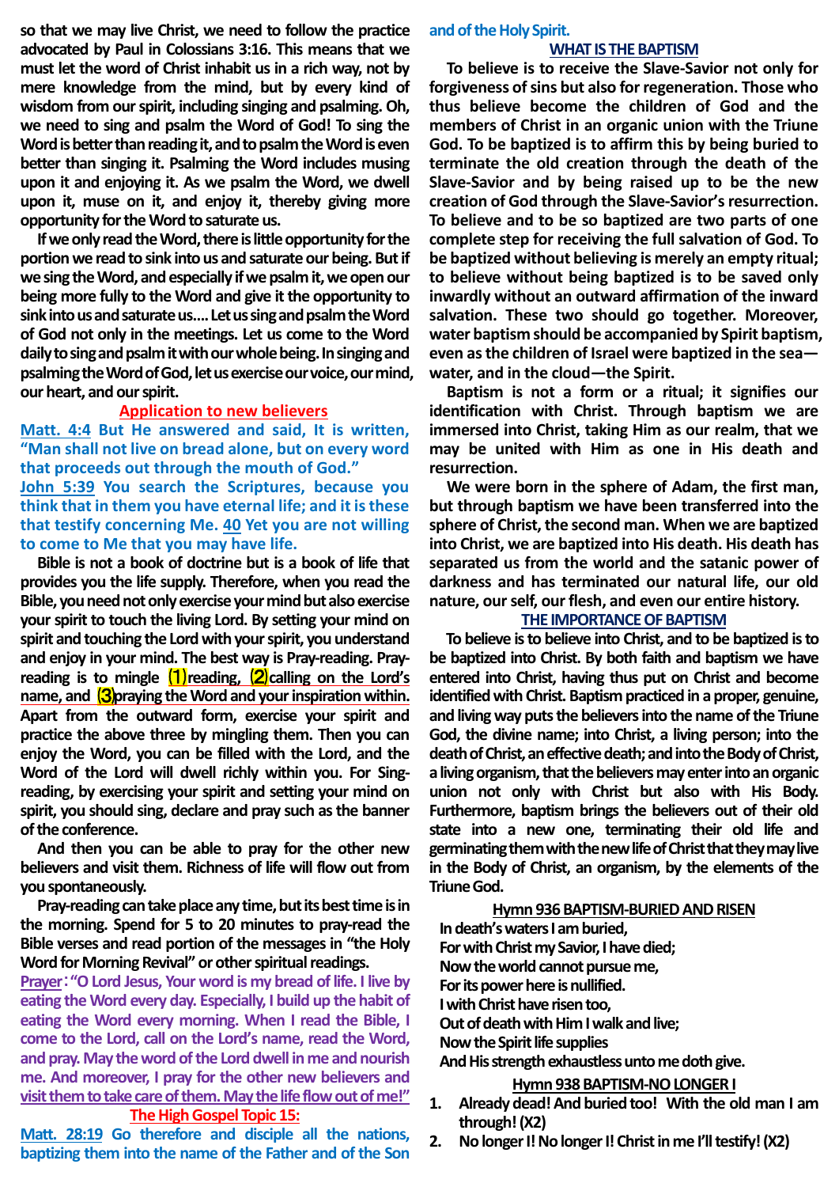so that we may live Christ, we need to follow the practice advocated by Paul in Colossians 3:16. This means that we must let the word of Christ inhabit us in a rich way, not by mere knowledge from the mind, but by every kind of wisdom from our spirit, including singing and psalming. Oh, we need to sing and psalm the Word of God! To sing the Word is better than reading it, and to psalm the Word is even better than singing it. Psalming the Word includes musing upon it and enjoying it. As we psalm the Word, we dwell upon it, muse on it, and enjoy it, thereby giving more opportunity for the Word to saturate us.

If we only read the Word, there is little opportunity for the portion we read to sink into us and saturate our being. But if we sing the Word, and especially if we psalm it, we open our being more fully to the Word and give it the opportunity to sink into us and saturate us.... Let us sing and psalm the Word of God not only in the meetings. Let us come to the Word daily to sing and psalm it with our whole being. In singing and psalming the Word of God, let us exercise our voice, our mind, our heart, and our spirit.

## Application to new believers

**Matt. 4:4** But He answered and said, It is written, "Man shall not live on bread alone, but on every word that proceeds out through the mouth of God."

**John 5:39** You search the Scriptures, because you think that in them you have eternal life; and it is these that testify concerning Me. **40** Yet you are not willing to come to Me that you may have life.

Bible is not a book of doctrine but is a book of life that provides you the life supply. Therefore, when you read the Bible, you need not only exercise your mind but also exercise your spirit to touch the living Lord. By setting your mind on spirit and touching the Lord with your spirit, you understand and enjoy in your mind. The best way is Pray-reading. Pray-reading is to mingle (1)reading, (2)calling on the Lord's name, and (3)praying the Word and your inspiration within. Apart from the outward form, exercise your spirit and practice the above three by mingling them. Then you can enjoy the Word, you can be filled with the Lord, and the Word of the Lord will dwell richly within you. For Sing-reading, by exercising your spirit and setting your mind on spirit, you should sing, declare and pray such as the banner of the conference.

And then you can be able to pray for the other new believers and visit them. Richness of life will flow out from you spontaneously.

Pray-reading can take place any time, but its best time is in the morning. Spend for 5 to 20 minutes to pray-read the Bible verses and read portion of the messages in "the Holy Word for Morning Revival" or other spiritual readings.

**Prayer**: "O Lord Jesus, Your word is my bread of life. I live by eating the Word every day. Especially, I build up the habit of eating the Word every morning. When I read the Bible, I come to the Lord, call on the Lord's name, read the Word, and pray. May the word of the Lord dwell in me and nourish me. And moreover, I pray for the other new believers and visit them to take care of them. May the life flow out of me!"

## The High Gospel Topic 15:

**Matt. 28:19** Go therefore and disciple all the nations, baptizing them into the name of the Father and of the Son and of the Holy Spirit.

### WHAT IS THE BAPTISM

To believe is to receive the Slave-Savior not only for forgiveness of sins but also for regeneration. Those who thus believe become the children of God and the members of Christ in an organic union with the Triune God. To be baptized is to affirm this by being buried to terminate the old creation through the death of the Slave-Savior and by being raised up to be the new creation of God through the Slave-Savior's resurrection. To believe and to be so baptized are two parts of one complete step for receiving the full salvation of God. To be baptized without believing is merely an empty ritual; to believe without being baptized is to be saved only inwardly without an outward affirmation of the inward salvation. These two should go together. Moreover, water baptism should be accompanied by Spirit baptism, even as the children of Israel were baptized in the sea—water, and in the cloud—the Spirit.

Baptism is not a form or a ritual; it signifies our identification with Christ. Through baptism we are immersed into Christ, taking Him as our realm, that we may be united with Him as one in His death and resurrection.

We were born in the sphere of Adam, the first man, but through baptism we have been transferred into the sphere of Christ, the second man. When we are baptized into Christ, we are baptized into His death. His death has separated us from the world and the satanic power of darkness and has terminated our natural life, our old nature, our self, our flesh, and even our entire history.

### THE IMPORTANCE OF BAPTISM

To believe is to believe into Christ, and to be baptized is to be baptized into Christ. By both faith and baptism we have entered into Christ, having thus put on Christ and become identified with Christ. Baptism practiced in a proper, genuine, and living way puts the believers into the name of the Triune God, the divine name; into Christ, a living person; into the death of Christ, an effective death; and into the Body of Christ, a living organism, that the believers may enter into an organic union not only with Christ but also with His Body. Furthermore, baptism brings the believers out of their old state into a new one, terminating their old life and germinating them with the new life of Christ that they may live in the Body of Christ, an organism, by the elements of the Triune God.

### Hymn 936 BAPTISM-BURIED AND RISEN

In death's waters I am buried,
For with Christ my Savior, I have died;
Now the world cannot pursue me,
For its power here is nullified.
I with Christ have risen too,
Out of death with Him I walk and live;
Now the Spirit life supplies
And His strength exhaustless unto me doth give.

### Hymn 938 BAPTISM-NO LONGER I

1. Already dead! And buried too! With the old man I am through! (X2)
2. No longer I! No longer I! Christ in me I'll testify! (X2)